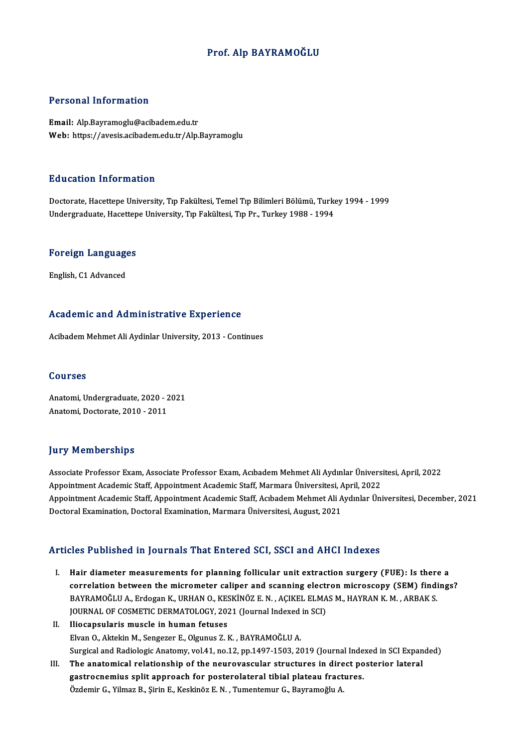# Prof. Alp BAYRAMOĞLU

## Personal Information

**Email:** Alp.Bayramoglu@acibadem.edu.tr
**Web:** https://avesis.acibadem.edu.tr/Alp.Bayramoglu

## Education Information

Doctorate, Hacettepe University, Tıp Fakültesi, Temel Tıp Bilimleri Bölümü, Turkey 1994 - 1999
Undergraduate, Hacettepe University, Tıp Fakültesi, Tıp Pr., Turkey 1988 - 1994

## Foreign Languages

English, C1 Advanced

## Academic and Administrative Experience

Acibadem Mehmet Ali Aydinlar University, 2013 - Continues

## Courses

Anatomi, Undergraduate, 2020 - 2021
Anatomi, Doctorate, 2010 - 2011

## Jury Memberships

Associate Professor Exam, Associate Professor Exam, Acıbadem Mehmet Ali Aydınlar Üniversitesi, April, 2022
Appointment Academic Staff, Appointment Academic Staff, Marmara Üniversitesi, April, 2022
Appointment Academic Staff, Appointment Academic Staff, Acıbadem Mehmet Ali Aydınlar Üniversitesi, December, 2021
Doctoral Examination, Doctoral Examination, Marmara Üniversitesi, August, 2021

## Articles Published in Journals That Entered SCI, SSCI and AHCI Indexes

I. **Hair diameter measurements for planning follicular unit extraction surgery (FUE): Is there a correlation between the micrometer caliper and scanning electron microscopy (SEM) findings?**
BAYRAMOĞLU A., Erdogan K., URHAN O., KESKİNÖZ E. N. , AÇIKEL ELMAS M., HAYRAN K. M. , ARBAK S.
JOURNAL OF COSMETIC DERMATOLOGY, 2021 (Journal Indexed in SCI)

II. **Iliocapsularis muscle in human fetuses**
Elvan O., Aktekin M., Sengezer E., Olgunus Z. K. , BAYRAMOĞLU A.
Surgical and Radiologic Anatomy, vol.41, no.12, pp.1497-1503, 2019 (Journal Indexed in SCI Expanded)

III. **The anatomical relationship of the neurovascular structures in direct posterior lateral gastrocnemius split approach for posterolateral tibial plateau fractures.**
Özdemir G., Yilmaz B., Şirin E., Keskinöz E. N. , Tumentemur G., Bayramoğlu A.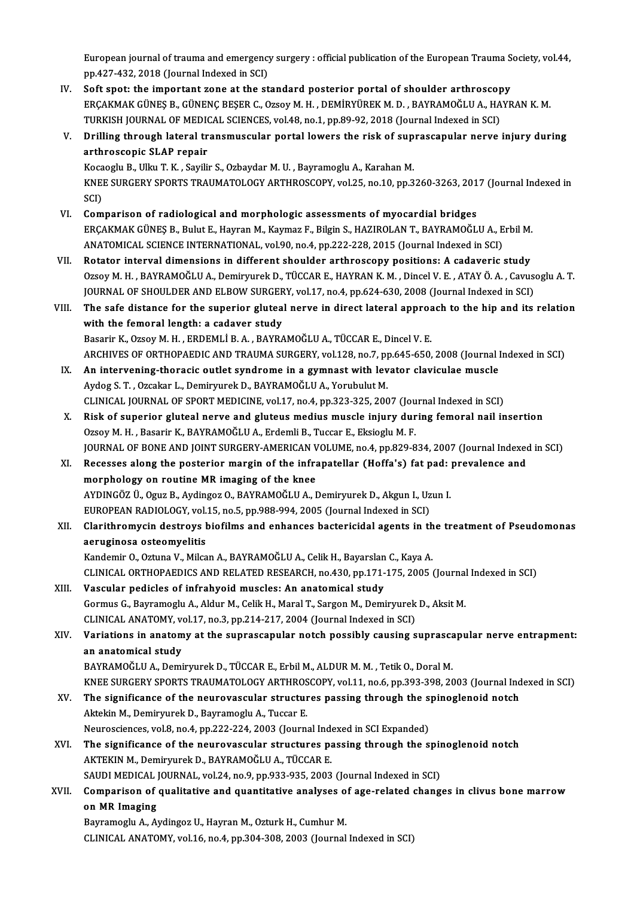European journal of trauma and emergency surgery : official publication of the European Trauma Society, vol.44, pp.427-432, 2018 (Journal Indexed in SCI)

IV. **Soft spot: the important zone at the standard posterior portal of shoulder arthroscopy**
ERÇAKMAK GÜNEŞ B., GÜNENÇ BEŞER C., Ozsoy M. H. , DEMİRYÜREK M. D. , BAYRAMOĞLU A., HAYRAN K. M.
TURKISH JOURNAL OF MEDICAL SCIENCES, vol.48, no.1, pp.89-92, 2018 (Journal Indexed in SCI)

V. **Drilling through lateral transmuscular portal lowers the risk of suprascapular nerve injury during arthroscopic SLAP repair**
Kocaoglu B., Ulku T. K. , Sayilir S., Ozbaydar M. U. , Bayramoglu A., Karahan M.
KNEE SURGERY SPORTS TRAUMATOLOGY ARTHROSCOPY, vol.25, no.10, pp.3260-3263, 2017 (Journal Indexed in SCI)

VI. **Comparison of radiological and morphologic assessments of myocardial bridges**
ERÇAKMAK GÜNEŞ B., Bulut E., Hayran M., Kaymaz F., Bilgin S., HAZIROLAN T., BAYRAMOĞLU A., Erbil M.
ANATOMICAL SCIENCE INTERNATIONAL, vol.90, no.4, pp.222-228, 2015 (Journal Indexed in SCI)

VII. **Rotator interval dimensions in different shoulder arthroscopy positions: A cadaveric study**
Ozsoy M. H. , BAYRAMOĞLU A., Demiryurek D., TÜCCAR E., HAYRAN K. M. , Dincel V. E. , ATAY Ö. A. , Cavusoglu A. T.
JOURNAL OF SHOULDER AND ELBOW SURGERY, vol.17, no.4, pp.624-630, 2008 (Journal Indexed in SCI)

VIII. **The safe distance for the superior gluteal nerve in direct lateral approach to the hip and its relation with the femoral length: a cadaver study**
Basarir K., Ozsoy M. H. , ERDEMLİ B. A. , BAYRAMOĞLU A., TÜCCAR E., Dincel V. E.
ARCHIVES OF ORTHOPAEDIC AND TRAUMA SURGERY, vol.128, no.7, pp.645-650, 2008 (Journal Indexed in SCI)

IX. **An intervening-thoracic outlet syndrome in a gymnast with levator claviculae muscle**
Aydog S. T. , Ozcakar L., Demiryurek D., BAYRAMOĞLU A., Yorubulut M.
CLINICAL JOURNAL OF SPORT MEDICINE, vol.17, no.4, pp.323-325, 2007 (Journal Indexed in SCI)

X. **Risk of superior gluteal nerve and gluteus medius muscle injury during femoral nail insertion**
Ozsoy M. H. , Basarir K., BAYRAMOĞLU A., Erdemli B., Tuccar E., Eksioglu M. F.
JOURNAL OF BONE AND JOINT SURGERY-AMERICAN VOLUME, no.4, pp.829-834, 2007 (Journal Indexed in SCI)

XI. **Recesses along the posterior margin of the infrapatellar (Hoffa's) fat pad: prevalence and morphology on routine MR imaging of the knee**
AYDINGÖZ Ü., Oguz B., Aydingoz O., BAYRAMOĞLU A., Demiryurek D., Akgun I., Uzun I.
EUROPEAN RADIOLOGY, vol.15, no.5, pp.988-994, 2005 (Journal Indexed in SCI)

XII. **Clarithromycin destroys biofilms and enhances bactericidal agents in the treatment of Pseudomonas aeruginosa osteomyelitis**
Kandemir O., Oztuna V., Milcan A., BAYRAMOĞLU A., Celik H., Bayarslan C., Kaya A.
CLINICAL ORTHOPAEDICS AND RELATED RESEARCH, no.430, pp.171-175, 2005 (Journal Indexed in SCI)

XIII. **Vascular pedicles of infrahyoid muscles: An anatomical study**
Gormus G., Bayramoglu A., Aldur M., Celik H., Maral T., Sargon M., Demiryurek D., Aksit M.
CLINICAL ANATOMY, vol.17, no.3, pp.214-217, 2004 (Journal Indexed in SCI)

XIV. **Variations in anatomy at the suprascapular notch possibly causing suprascapular nerve entrapment: an anatomical study**
BAYRAMOĞLU A., Demiryurek D., TÜCCAR E., Erbil M., ALDUR M. M. , Tetik O., Doral M.
KNEE SURGERY SPORTS TRAUMATOLOGY ARTHROSCOPY, vol.11, no.6, pp.393-398, 2003 (Journal Indexed in SCI)

XV. **The significance of the neurovascular structures passing through the spinoglenoid notch**
Aktekin M., Demiryurek D., Bayramoglu A., Tuccar E.
Neurosciences, vol.8, no.4, pp.222-224, 2003 (Journal Indexed in SCI Expanded)

XVI. **The significance of the neurovascular structures passing through the spinoglenoid notch**
AKTEKIN M., Demiryurek D., BAYRAMOĞLU A., TÜCCAR E.
SAUDI MEDICAL JOURNAL, vol.24, no.9, pp.933-935, 2003 (Journal Indexed in SCI)

XVII. **Comparison of qualitative and quantitative analyses of age-related changes in clivus bone marrow on MR Imaging**
Bayramoglu A., Aydingoz U., Hayran M., Ozturk H., Cumhur M.
CLINICAL ANATOMY, vol.16, no.4, pp.304-308, 2003 (Journal Indexed in SCI)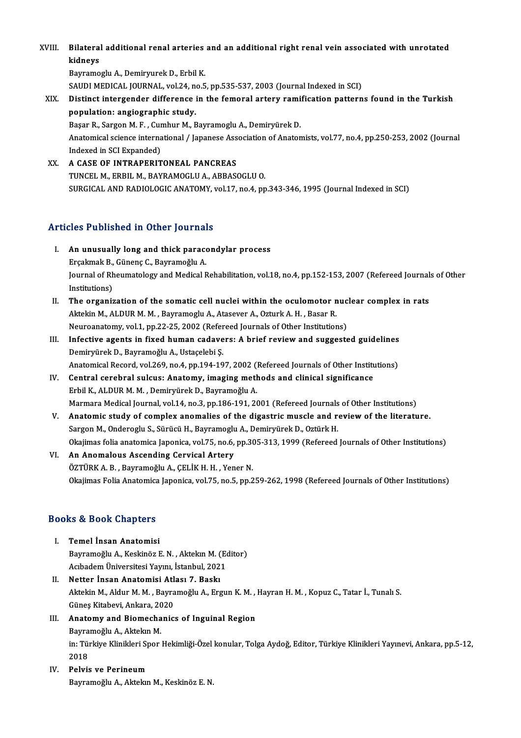XVIII. **Bilateral additional renal arteries and an additional right renal vein associated with unrotated kidneys**
Bayramoglu A., Demiryurek D., Erbil K.
SAUDI MEDICAL JOURNAL, vol.24, no.5, pp.535-537, 2003 (Journal Indexed in SCI)

XIX. **Distinct intergender difference in the femoral artery ramification patterns found in the Turkish population: angiographic study.**
Başar R., Sargon M. F. , Cumhur M., Bayramoglu A., Demiryürek D.
Anatomical science international / Japanese Association of Anatomists, vol.77, no.4, pp.250-253, 2002 (Journal Indexed in SCI Expanded)

XX. **A CASE OF INTRAPERITONEAL PANCREAS**
TUNCEL M., ERBIL M., BAYRAMOGLU A., ABBASOGLU O.
SURGICAL AND RADIOLOGIC ANATOMY, vol.17, no.4, pp.343-346, 1995 (Journal Indexed in SCI)

## Articles Published in Other Journals

I. **An unusually long and thick paracondylar process**
Erçakmak B., Günenç C., Bayramoğlu A.
Journal of Rheumatology and Medical Rehabilitation, vol.18, no.4, pp.152-153, 2007 (Refereed Journals of Other Institutions)

II. **The organization of the somatic cell nuclei within the oculomotor nuclear complex in rats**
Aktekin M., ALDUR M. M. , Bayramoglu A., Atasever A., Ozturk A. H. , Basar R.
Neuroanatomy, vol.1, pp.22-25, 2002 (Refereed Journals of Other Institutions)

III. **Infective agents in fixed human cadavers: A brief review and suggested guidelines**
Demiryürek D., Bayramoğlu A., Ustaçelebi Ş.
Anatomical Record, vol.269, no.4, pp.194-197, 2002 (Refereed Journals of Other Institutions)

IV. **Central cerebral sulcus: Anatomy, imaging methods and clinical significance**
Erbil K., ALDUR M. M. , Demiryürek D., Bayramoğlu A.
Marmara Medical Journal, vol.14, no.3, pp.186-191, 2001 (Refereed Journals of Other Institutions)

V. **Anatomic study of complex anomalies of the digastric muscle and review of the literature.**
Sargon M., Onderoglu S., Sürücü H., Bayramoglu A., Demiryürek D., Oztürk H.
Okajimas folia anatomica Japonica, vol.75, no.6, pp.305-313, 1999 (Refereed Journals of Other Institutions)

VI. **An Anomalous Ascending Cervical Artery**
ÖZTÜRK A. B. , Bayramoğlu A., ÇELİK H. H. , Yener N.
Okajimas Folia Anatomica Japonica, vol.75, no.5, pp.259-262, 1998 (Refereed Journals of Other Institutions)

## Books & Book Chapters

I. **Temel İnsan Anatomisi**
Bayramoğlu A., Keskinöz E. N. , Aktekın M. (Editor)
Acıbadem Üniversitesi Yayını, İstanbul, 2021

II. **Netter İnsan Anatomisi Atlası 7. Baskı**
Aktekin M., Aldur M. M. , Bayramoğlu A., Ergun K. M. , Hayran H. M. , Kopuz C., Tatar İ., Tunalı S.
Güneş Kitabevi, Ankara, 2020

III. **Anatomy and Biomechanics of Inguinal Region**
Bayramoğlu A., Aktekın M.
in: Türkiye Klinikleri Spor Hekimliği-Özel konular, Tolga Aydoğ, Editor, Türkiye Klinikleri Yayınevi, Ankara, pp.5-12, 2018

IV. **Pelvis ve Perineum**
Bayramoğlu A., Aktekın M., Keskinöz E. N.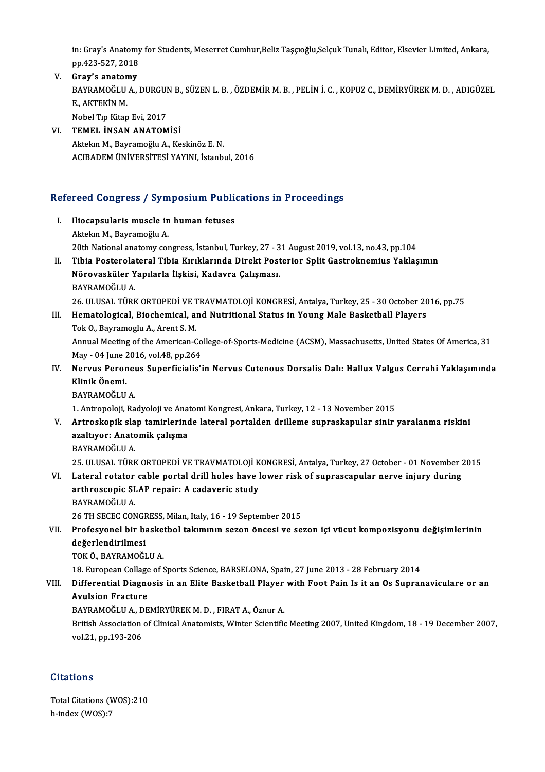in: Gray's Anatomy for Students, Meserret Cumhur,Beliz Taşçıoğlu,Selçuk Tunalı, Editor, Elsevier Limited, Ankara, pp.423-527, 2018

V. **Gray's anatomy**
BAYRAMOĞLU A., DURGUN B., SÜZEN L. B. , ÖZDEMİR M. B. , PELİN İ. C. , KOPUZ C., DEMİRYÜREK M. D. , ADIGÜZEL E., AKTEKİN M.
Nobel Tıp Kitap Evi, 2017

VI. **TEMEL İNSAN ANATOMİSİ**
Aktekın M., Bayramoğlu A., Keskinöz E. N.
ACIBADEM ÜNİVERSİTESİ YAYINI, İstanbul, 2016

## Refereed Congress / Symposium Publications in Proceedings

I. **Iliocapsularis muscle in human fetuses**
Aktekın M., Bayramoğlu A.
20th National anatomy congress, İstanbul, Turkey, 27 - 31 August 2019, vol.13, no.43, pp.104

II. **Tibia Posterolateral Tibia Kırıklarında Direkt Posterior Split Gastroknemius Yaklaşımın Nörovasküler Yapılarla İlşkisi, Kadavra Çalışması.**
BAYRAMOĞLU A.
26. ULUSAL TÜRK ORTOPEDİ VE TRAVMATOLOJİ KONGRESİ, Antalya, Turkey, 25 - 30 October 2016, pp.75

III. **Hematological, Biochemical, and Nutritional Status in Young Male Basketball Players**
Tok O., Bayramoglu A., Arent S. M.
Annual Meeting of the American-College-of-Sports-Medicine (ACSM), Massachusetts, United States Of America, 31 May - 04 June 2016, vol.48, pp.264

IV. **Nervus Peroneus Superficialis'in Nervus Cutenous Dorsalis Dalı: Hallux Valgus Cerrahi Yaklaşımında Klinik Önemi.**
BAYRAMOĞLU A.
1. Antropoloji, Radyoloji ve Anatomi Kongresi, Ankara, Turkey, 12 - 13 November 2015

V. **Artroskopik slap tamirlerinde lateral portalden drilleme supraskapular sinir yaralanma riskini azaltıyor: Anatomik çalışma**
BAYRAMOĞLU A.
25. ULUSAL TÜRK ORTOPEDİ VE TRAVMATOLOJİ KONGRESİ, Antalya, Turkey, 27 October - 01 November 2015

VI. **Lateral rotator cable portal drill holes have lower risk of suprascapular nerve injury during arthroscopic SLAP repair: A cadaveric study**
BAYRAMOĞLU A.
26 TH SECEC CONGRESS, Milan, Italy, 16 - 19 September 2015

VII. **Profesyonel bir basketbol takımının sezon öncesi ve sezon içi vücut kompozisyonu değişimlerinin değerlendirilmesi**
TOK Ö., BAYRAMOĞLU A.
18. European Collage of Sports Science, BARSELONA, Spain, 27 June 2013 - 28 February 2014

VIII. **Differential Diagnosis in an Elite Basketball Player with Foot Pain Is it an Os Supranaviculare or an Avulsion Fracture**
BAYRAMOĞLU A., DEMİRYÜREK M. D. , FIRAT A., Öznur A.
British Association of Clinical Anatomists, Winter Scientific Meeting 2007, United Kingdom, 18 - 19 December 2007, vol.21, pp.193-206

## Citations

Total Citations (WOS):210
h-index (WOS):7